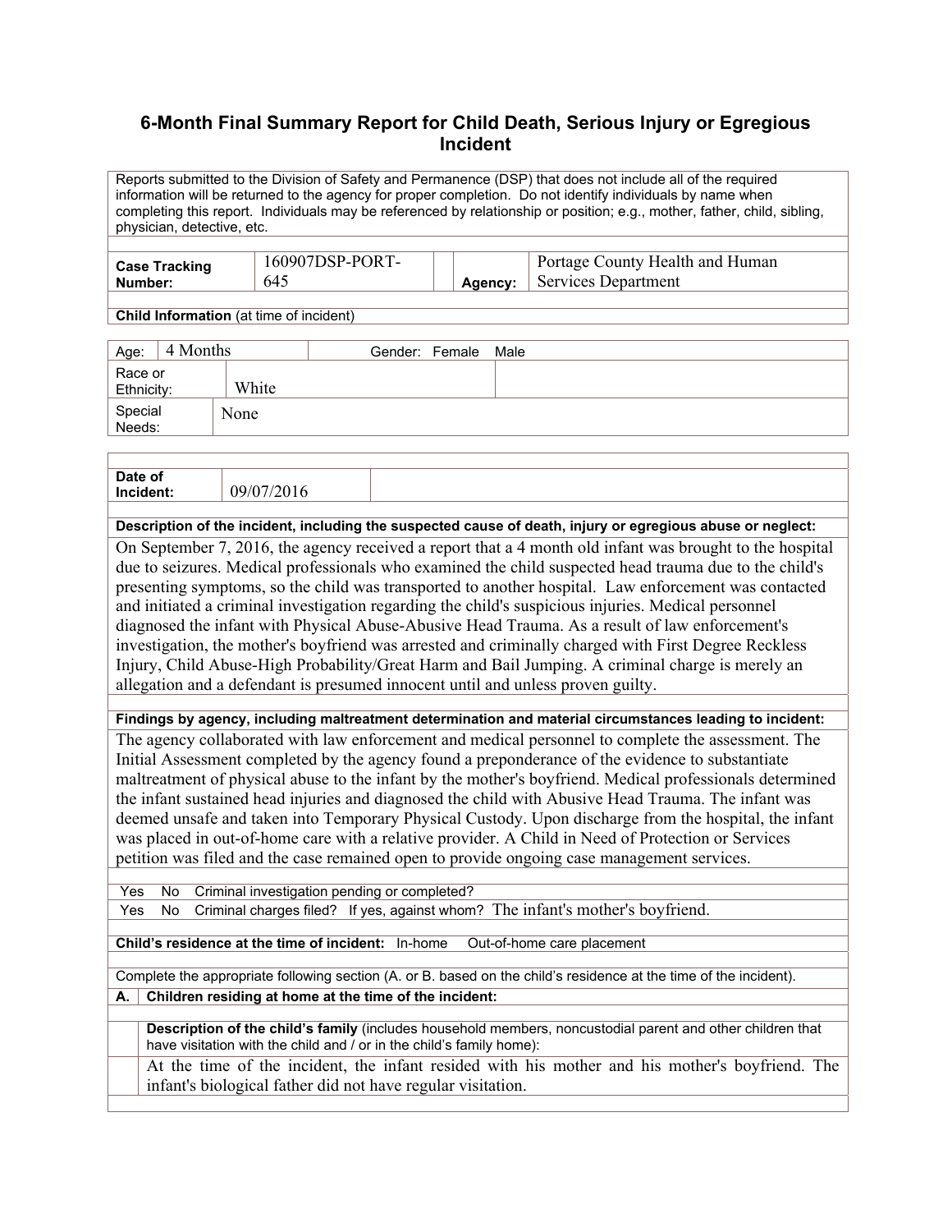# 6-Month Final Summary Report for Child Death, Serious Injury or Egregious Incident

Reports submitted to the Division of Safety and Permanence (DSP) that does not include all of the required information will be returned to the agency for proper completion. Do not identify individuals by name when completing this report. Individuals may be referenced by relationship or position; e.g., mother, father, child, sibling, physician, detective, etc.

| **Case Tracking Number:** | 160907DSP-PORT-645 | **Agency:** | Portage County Health and Human Services Department |
|---|---|---|---|

**Child Information** (at time of incident)

| Age: | 4 Months | Gender: Female Male |
|---|---|---|
| Race or Ethnicity: | White | |
| Special Needs: | None | |

| **Date of Incident:** | 09/07/2016 |
|---|---|

**Description of the incident, including the suspected cause of death, injury or egregious abuse or neglect:**

On September 7, 2016, the agency received a report that a 4 month old infant was brought to the hospital due to seizures. Medical professionals who examined the child suspected head trauma due to the child's presenting symptoms, so the child was transported to another hospital. Law enforcement was contacted and initiated a criminal investigation regarding the child's suspicious injuries. Medical personnel diagnosed the infant with Physical Abuse-Abusive Head Trauma. As a result of law enforcement's investigation, the mother's boyfriend was arrested and criminally charged with First Degree Reckless Injury, Child Abuse-High Probability/Great Harm and Bail Jumping. A criminal charge is merely an allegation and a defendant is presumed innocent until and unless proven guilty.

**Findings by agency, including maltreatment determination and material circumstances leading to incident:**

The agency collaborated with law enforcement and medical personnel to complete the assessment. The Initial Assessment completed by the agency found a preponderance of the evidence to substantiate maltreatment of physical abuse to the infant by the mother's boyfriend. Medical professionals determined the infant sustained head injuries and diagnosed the child with Abusive Head Trauma. The infant was deemed unsafe and taken into Temporary Physical Custody. Upon discharge from the hospital, the infant was placed in out-of-home care with a relative provider. A Child in Need of Protection or Services petition was filed and the case remained open to provide ongoing case management services.

Yes No Criminal investigation pending or completed?

Yes No Criminal charges filed? If yes, against whom? The infant's mother's boyfriend.

**Child's residence at the time of incident:** In-home Out-of-home care placement

Complete the appropriate following section (A. or B. based on the child's residence at the time of the incident).

**A. Children residing at home at the time of the incident:**

**Description of the child's family** (includes household members, noncustodial parent and other children that have visitation with the child and / or in the child's family home):

At the time of the incident, the infant resided with his mother and his mother's boyfriend. The infant's biological father did not have regular visitation.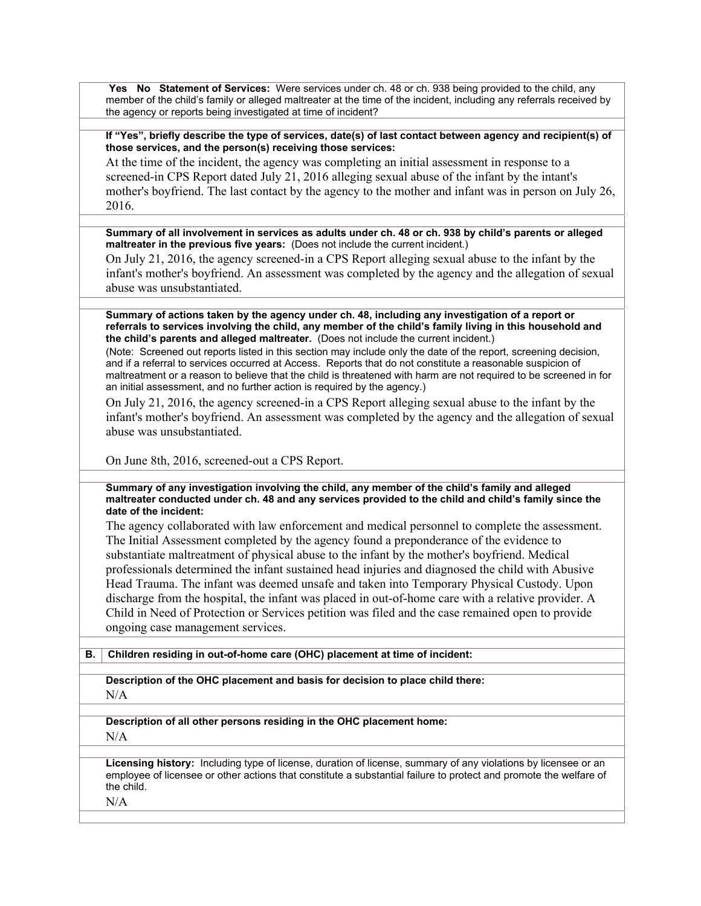**Yes No Statement of Services:** Were services under ch. 48 or ch. 938 being provided to the child, any member of the child's family or alleged maltreater at the time of the incident, including any referrals received by the agency or reports being investigated at time of incident?

**If "Yes", briefly describe the type of services, date(s) of last contact between agency and recipient(s) of those services, and the person(s) receiving those services:**

At the time of the incident, the agency was completing an initial assessment in response to a screened-in CPS Report dated July 21, 2016 alleging sexual abuse of the infant by the intant's mother's boyfriend. The last contact by the agency to the mother and infant was in person on July 26, 2016.

**Summary of all involvement in services as adults under ch. 48 or ch. 938 by child's parents or alleged maltreater in the previous five years:** (Does not include the current incident.)

On July 21, 2016, the agency screened-in a CPS Report alleging sexual abuse to the infant by the infant's mother's boyfriend. An assessment was completed by the agency and the allegation of sexual abuse was unsubstantiated.

**Summary of actions taken by the agency under ch. 48, including any investigation of a report or referrals to services involving the child, any member of the child's family living in this household and the child's parents and alleged maltreater.** (Does not include the current incident.)

(Note: Screened out reports listed in this section may include only the date of the report, screening decision, and if a referral to services occurred at Access. Reports that do not constitute a reasonable suspicion of maltreatment or a reason to believe that the child is threatened with harm are not required to be screened in for an initial assessment, and no further action is required by the agency.)

On July 21, 2016, the agency screened-in a CPS Report alleging sexual abuse to the infant by the infant's mother's boyfriend. An assessment was completed by the agency and the allegation of sexual abuse was unsubstantiated.

On June 8th, 2016, screened-out a CPS Report.

**Summary of any investigation involving the child, any member of the child's family and alleged maltreater conducted under ch. 48 and any services provided to the child and child's family since the date of the incident:**

The agency collaborated with law enforcement and medical personnel to complete the assessment. The Initial Assessment completed by the agency found a preponderance of the evidence to substantiate maltreatment of physical abuse to the infant by the mother's boyfriend. Medical professionals determined the infant sustained head injuries and diagnosed the child with Abusive Head Trauma. The infant was deemed unsafe and taken into Temporary Physical Custody. Upon discharge from the hospital, the infant was placed in out-of-home care with a relative provider. A Child in Need of Protection or Services petition was filed and the case remained open to provide ongoing case management services.

**B. Children residing in out-of-home care (OHC) placement at time of incident:**

**Description of the OHC placement and basis for decision to place child there:**

N/A

**Description of all other persons residing in the OHC placement home:**

N/A

**Licensing history:** Including type of license, duration of license, summary of any violations by licensee or an employee of licensee or other actions that constitute a substantial failure to protect and promote the welfare of the child.

N/A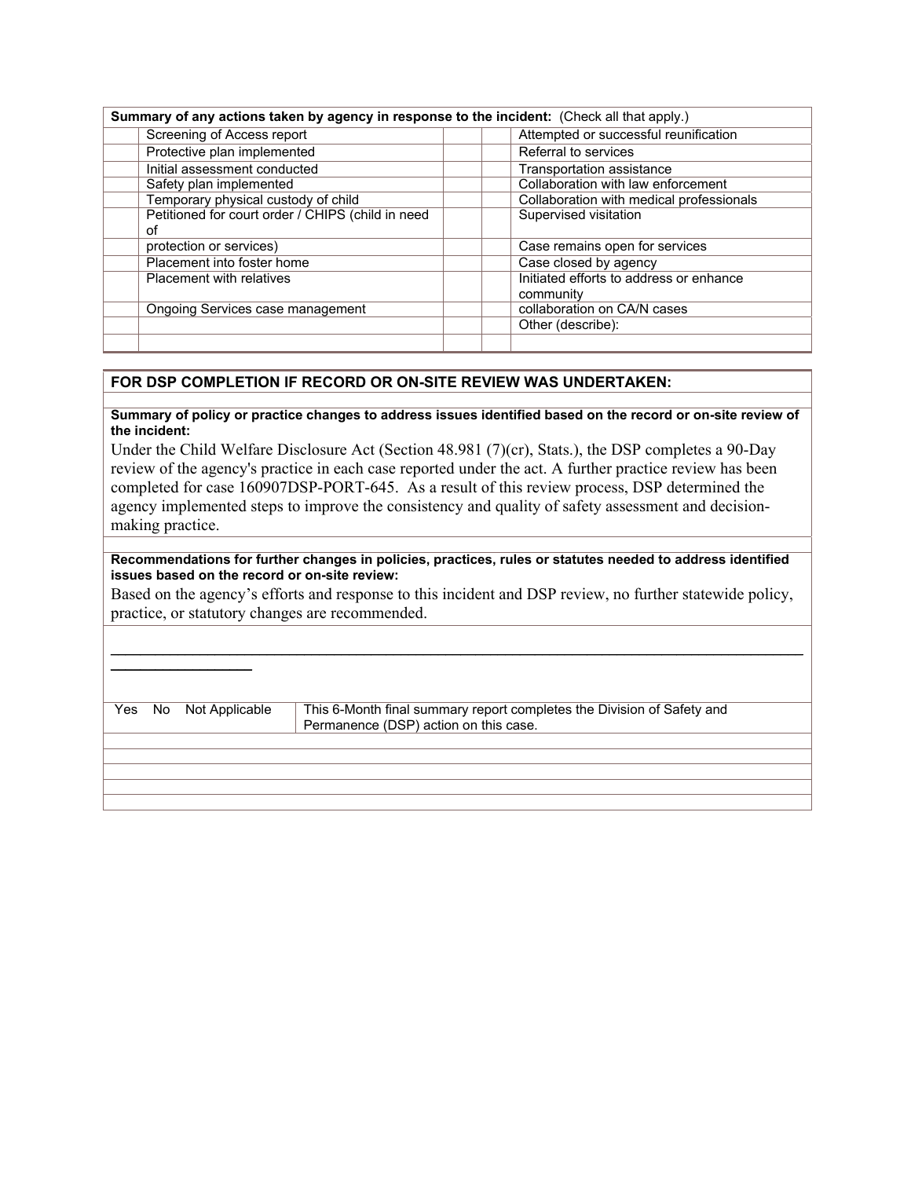| Summary of any actions taken by agency in response to the incident: (Check all that apply.) | | | | | |
|---|---|---|---|---|---|
| | Screening of Access report | | | | Attempted or successful reunification |
| | Protective plan implemented | | | | Referral to services |
| | Initial assessment conducted | | | | Transportation assistance |
| | Safety plan implemented | | | | Collaboration with law enforcement |
| | Temporary physical custody of child | | | | Collaboration with medical professionals |
| | Petitioned for court order / CHIPS (child in need of | | | | Supervised visitation |
| | protection or services) | | | | Case remains open for services |
| | Placement into foster home | | | | Case closed by agency |
| | Placement with relatives | | | | Initiated efforts to address or enhance community |
| | Ongoing Services case management | | | | collaboration on CA/N cases |
| | | | | | Other (describe): |
| | | | | | |

## FOR DSP COMPLETION IF RECORD OR ON-SITE REVIEW WAS UNDERTAKEN:

**Summary of policy or practice changes to address issues identified based on the record or on-site review of the incident:**

Under the Child Welfare Disclosure Act (Section 48.981 (7)(cr), Stats.), the DSP completes a 90-Day review of the agency's practice in each case reported under the act. A further practice review has been completed for case 160907DSP-PORT-645. As a result of this review process, DSP determined the agency implemented steps to improve the consistency and quality of safety assessment and decision-making practice.

**Recommendations for further changes in policies, practices, rules or statutes needed to address identified issues based on the record or on-site review:**

Based on the agency's efforts and response to this incident and DSP review, no further statewide policy, practice, or statutory changes are recommended.

| | |
|---|---|
| Yes No Not Applicable | This 6-Month final summary report completes the Division of Safety and Permanence (DSP) action on this case. |